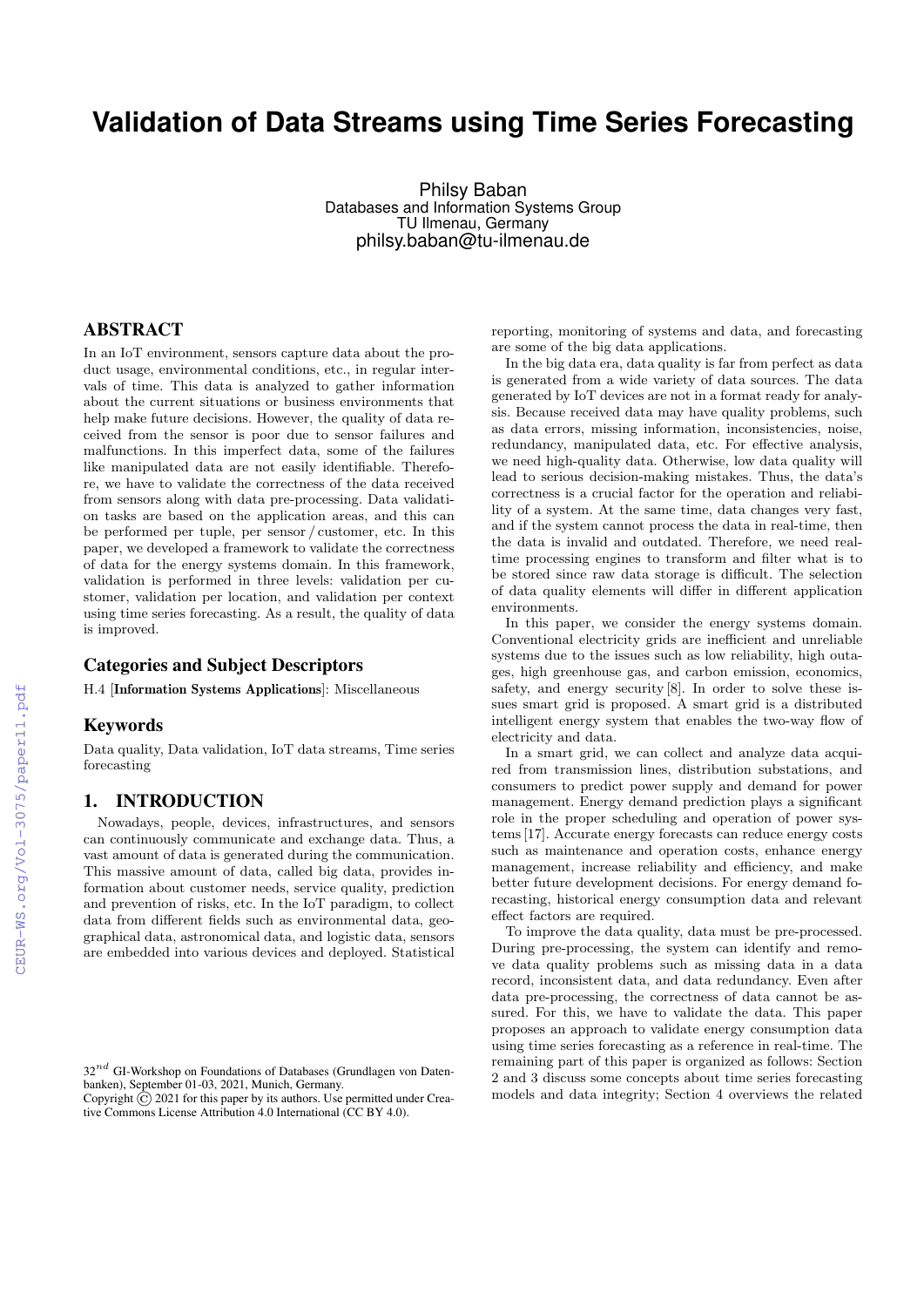# Validation of Data Streams using Time Series Forecasting

Philsy Baban
Databases and Information Systems Group
TU Ilmenau, Germany
philsy.baban@tu-ilmenau.de

## ABSTRACT

In an IoT environment, sensors capture data about the product usage, environmental conditions, etc., in regular intervals of time. This data is analyzed to gather information about the current situations or business environments that help make future decisions. However, the quality of data received from the sensor is poor due to sensor failures and malfunctions. In this imperfect data, some of the failures like manipulated data are not easily identifiable. Therefore, we have to validate the correctness of the data received from sensors along with data pre-processing. Data validation tasks are based on the application areas, and this can be performed per tuple, per sensor / customer, etc. In this paper, we developed a framework to validate the correctness of data for the energy systems domain. In this framework, validation is performed in three levels: validation per customer, validation per location, and validation per context using time series forecasting. As a result, the quality of data is improved.

## Categories and Subject Descriptors

H.4 [**Information Systems Applications**]: Miscellaneous

## Keywords

Data quality, Data validation, IoT data streams, Time series forecasting

## 1. INTRODUCTION

Nowadays, people, devices, infrastructures, and sensors can continuously communicate and exchange data. Thus, a vast amount of data is generated during the communication. This massive amount of data, called big data, provides information about customer needs, service quality, prediction and prevention of risks, etc. In the IoT paradigm, to collect data from different fields such as environmental data, geographical data, astronomical data, and logistic data, sensors are embedded into various devices and deployed. Statistical reporting, monitoring of systems and data, and forecasting are some of the big data applications.

In the big data era, data quality is far from perfect as data is generated from a wide variety of data sources. The data generated by IoT devices are not in a format ready for analysis. Because received data may have quality problems, such as data errors, missing information, inconsistencies, noise, redundancy, manipulated data, etc. For effective analysis, we need high-quality data. Otherwise, low data quality will lead to serious decision-making mistakes. Thus, the data's correctness is a crucial factor for the operation and reliability of a system. At the same time, data changes very fast, and if the system cannot process the data in real-time, then the data is invalid and outdated. Therefore, we need real-time processing engines to transform and filter what is to be stored since raw data storage is difficult. The selection of data quality elements will differ in different application environments.

In this paper, we consider the energy systems domain. Conventional electricity grids are inefficient and unreliable systems due to the issues such as low reliability, high outages, high greenhouse gas, and carbon emission, economics, safety, and energy security [8]. In order to solve these issues smart grid is proposed. A smart grid is a distributed intelligent energy system that enables the two-way flow of electricity and data.

In a smart grid, we can collect and analyze data acquired from transmission lines, distribution substations, and consumers to predict power supply and demand for power management. Energy demand prediction plays a significant role in the proper scheduling and operation of power systems [17]. Accurate energy forecasts can reduce energy costs such as maintenance and operation costs, enhance energy management, increase reliability and efficiency, and make better future development decisions. For energy demand forecasting, historical energy consumption data and relevant effect factors are required.

To improve the data quality, data must be pre-processed. During pre-processing, the system can identify and remove data quality problems such as missing data in a data record, inconsistent data, and data redundancy. Even after data pre-processing, the correctness of data cannot be assured. For this, we have to validate the data. This paper proposes an approach to validate energy consumption data using time series forecasting as a reference in real-time. The remaining part of this paper is organized as follows: Section 2 and 3 discuss some concepts about time series forecasting models and data integrity; Section 4 overviews the related

$32^{nd}$ GI-Workshop on Foundations of Databases (Grundlagen von Datenbanken), September 01-03, 2021, Munich, Germany.
Copyright © 2021 for this paper by its authors. Use permitted under Creative Commons License Attribution 4.0 International (CC BY 4.0).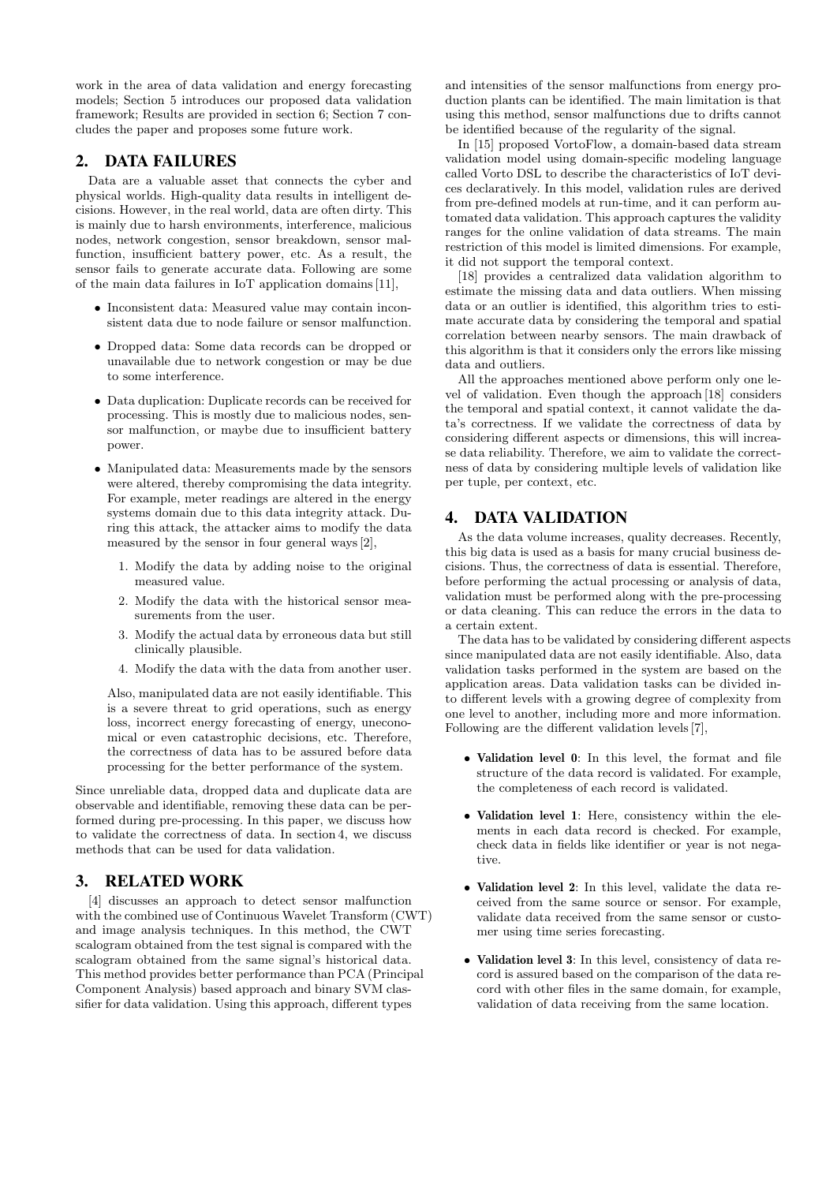work in the area of data validation and energy forecasting models; Section 5 introduces our proposed data validation framework; Results are provided in section 6; Section 7 concludes the paper and proposes some future work.

## 2. DATA FAILURES

Data are a valuable asset that connects the cyber and physical worlds. High-quality data results in intelligent decisions. However, in the real world, data are often dirty. This is mainly due to harsh environments, interference, malicious nodes, network congestion, sensor breakdown, sensor malfunction, insufficient battery power, etc. As a result, the sensor fails to generate accurate data. Following are some of the main data failures in IoT application domains [11],

- Inconsistent data: Measured value may contain inconsistent data due to node failure or sensor malfunction.
- Dropped data: Some data records can be dropped or unavailable due to network congestion or may be due to some interference.
- Data duplication: Duplicate records can be received for processing. This is mostly due to malicious nodes, sensor malfunction, or maybe due to insufficient battery power.
- Manipulated data: Measurements made by the sensors were altered, thereby compromising the data integrity. For example, meter readings are altered in the energy systems domain due to this data integrity attack. During this attack, the attacker aims to modify the data measured by the sensor in four general ways [2],
  1. Modify the data by adding noise to the original measured value.
  2. Modify the data with the historical sensor measurements from the user.
  3. Modify the actual data by erroneous data but still clinically plausible.
  4. Modify the data with the data from another user.

  Also, manipulated data are not easily identifiable. This is a severe threat to grid operations, such as energy loss, incorrect energy forecasting of energy, uneconomical or even catastrophic decisions, etc. Therefore, the correctness of data has to be assured before data processing for the better performance of the system.

Since unreliable data, dropped data and duplicate data are observable and identifiable, removing these data can be performed during pre-processing. In this paper, we discuss how to validate the correctness of data. In section 4, we discuss methods that can be used for data validation.

## 3. RELATED WORK

[4] discusses an approach to detect sensor malfunction with the combined use of Continuous Wavelet Transform (CWT) and image analysis techniques. In this method, the CWT scalogram obtained from the test signal is compared with the scalogram obtained from the same signal's historical data. This method provides better performance than PCA (Principal Component Analysis) based approach and binary SVM classifier for data validation. Using this approach, different types and intensities of the sensor malfunctions from energy production plants can be identified. The main limitation is that using this method, sensor malfunctions due to drifts cannot be identified because of the regularity of the signal.

In [15] proposed VortoFlow, a domain-based data stream validation model using domain-specific modeling language called Vorto DSL to describe the characteristics of IoT devices declaratively. In this model, validation rules are derived from pre-defined models at run-time, and it can perform automated data validation. This approach captures the validity ranges for the online validation of data streams. The main restriction of this model is limited dimensions. For example, it did not support the temporal context.

[18] provides a centralized data validation algorithm to estimate the missing data and data outliers. When missing data or an outlier is identified, this algorithm tries to estimate accurate data by considering the temporal and spatial correlation between nearby sensors. The main drawback of this algorithm is that it considers only the errors like missing data and outliers.

All the approaches mentioned above perform only one level of validation. Even though the approach [18] considers the temporal and spatial context, it cannot validate the data's correctness. If we validate the correctness of data by considering different aspects or dimensions, this will increase data reliability. Therefore, we aim to validate the correctness of data by considering multiple levels of validation like per tuple, per context, etc.

## 4. DATA VALIDATION

As the data volume increases, quality decreases. Recently, this big data is used as a basis for many crucial business decisions. Thus, the correctness of data is essential. Therefore, before performing the actual processing or analysis of data, validation must be performed along with the pre-processing or data cleaning. This can reduce the errors in the data to a certain extent.

The data has to be validated by considering different aspects since manipulated data are not easily identifiable. Also, data validation tasks performed in the system are based on the application areas. Data validation tasks can be divided into different levels with a growing degree of complexity from one level to another, including more and more information. Following are the different validation levels [7],

- **Validation level 0**: In this level, the format and file structure of the data record is validated. For example, the completeness of each record is validated.
- **Validation level 1**: Here, consistency within the elements in each data record is checked. For example, check data in fields like identifier or year is not negative.
- **Validation level 2**: In this level, validate the data received from the same source or sensor. For example, validate data received from the same sensor or customer using time series forecasting.
- **Validation level 3**: In this level, consistency of data record is assured based on the comparison of the data record with other files in the same domain, for example, validation of data receiving from the same location.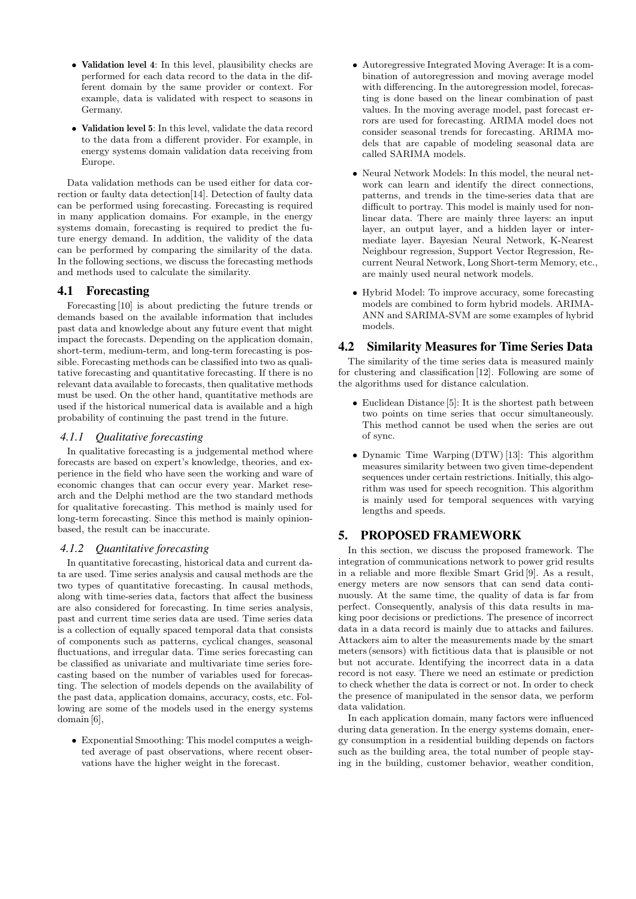- **Validation level 4**: In this level, plausibility checks are performed for each data record to the data in the different domain by the same provider or context. For example, data is validated with respect to seasons in Germany.
- **Validation level 5**: In this level, validate the data record to the data from a different provider. For example, in energy systems domain validation data receiving from Europe.

Data validation methods can be used either for data correction or faulty data detection[14]. Detection of faulty data can be performed using forecasting. Forecasting is required in many application domains. For example, in the energy systems domain, forecasting is required to predict the future energy demand. In addition, the validity of the data can be performed by comparing the similarity of the data. In the following sections, we discuss the forecasting methods and methods used to calculate the similarity.

## 4.1 Forecasting

Forecasting [10] is about predicting the future trends or demands based on the available information that includes past data and knowledge about any future event that might impact the forecasts. Depending on the application domain, short-term, medium-term, and long-term forecasting is possible. Forecasting methods can be classified into two as qualitative forecasting and quantitative forecasting. If there is no relevant data available to forecasts, then qualitative methods must be used. On the other hand, quantitative methods are used if the historical numerical data is available and a high probability of continuing the past trend in the future.

### 4.1.1 Qualitative forecasting

In qualitative forecasting is a judgemental method where forecasts are based on expert's knowledge, theories, and experience in the field who have seen the working and ware of economic changes that can occur every year. Market research and the Delphi method are the two standard methods for qualitative forecasting. This method is mainly used for long-term forecasting. Since this method is mainly opinion-based, the result can be inaccurate.

### 4.1.2 Quantitative forecasting

In quantitative forecasting, historical data and current data are used. Time series analysis and causal methods are the two types of quantitative forecasting. In causal methods, along with time-series data, factors that affect the business are also considered for forecasting. In time series analysis, past and current time series data are used. Time series data is a collection of equally spaced temporal data that consists of components such as patterns, cyclical changes, seasonal fluctuations, and irregular data. Time series forecasting can be classified as univariate and multivariate time series forecasting based on the number of variables used for forecasting. The selection of models depends on the availability of the past data, application domains, accuracy, costs, etc. Following are some of the models used in the energy systems domain [6],

- Exponential Smoothing: This model computes a weighted average of past observations, where recent observations have the higher weight in the forecast.
- Autoregressive Integrated Moving Average: It is a combination of autoregression and moving average model with differencing. In the autoregression model, forecasting is done based on the linear combination of past values. In the moving average model, past forecast errors are used for forecasting. ARIMA model does not consider seasonal trends for forecasting. ARIMA models that are capable of modeling seasonal data are called SARIMA models.
- Neural Network Models: In this model, the neural network can learn and identify the direct connections, patterns, and trends in the time-series data that are difficult to portray. This model is mainly used for non-linear data. There are mainly three layers: an input layer, an output layer, and a hidden layer or intermediate layer. Bayesian Neural Network, K-Nearest Neighbour regression, Support Vector Regression, Recurrent Neural Network, Long Short-term Memory, etc., are mainly used neural network models.
- Hybrid Model: To improve accuracy, some forecasting models are combined to form hybrid models. ARIMA-ANN and SARIMA-SVM are some examples of hybrid models.

## 4.2 Similarity Measures for Time Series Data

The similarity of the time series data is measured mainly for clustering and classification [12]. Following are some of the algorithms used for distance calculation.

- Euclidean Distance [5]: It is the shortest path between two points on time series that occur simultaneously. This method cannot be used when the series are out of sync.
- Dynamic Time Warping (DTW) [13]: This algorithm measures similarity between two given time-dependent sequences under certain restrictions. Initially, this algorithm was used for speech recognition. This algorithm is mainly used for temporal sequences with varying lengths and speeds.

# 5. PROPOSED FRAMEWORK

In this section, we discuss the proposed framework. The integration of communications network to power grid results in a reliable and more flexible Smart Grid [9]. As a result, energy meters are now sensors that can send data continuously. At the same time, the quality of data is far from perfect. Consequently, analysis of this data results in making poor decisions or predictions. The presence of incorrect data in a data record is mainly due to attacks and failures. Attackers aim to alter the measurements made by the smart meters (sensors) with fictitious data that is plausible or not but not accurate. Identifying the incorrect data in a data record is not easy. There we need an estimate or prediction to check whether the data is correct or not. In order to check the presence of manipulated in the sensor data, we perform data validation.

In each application domain, many factors were influenced during data generation. In the energy systems domain, energy consumption in a residential building depends on factors such as the building area, the total number of people staying in the building, customer behavior, weather condition,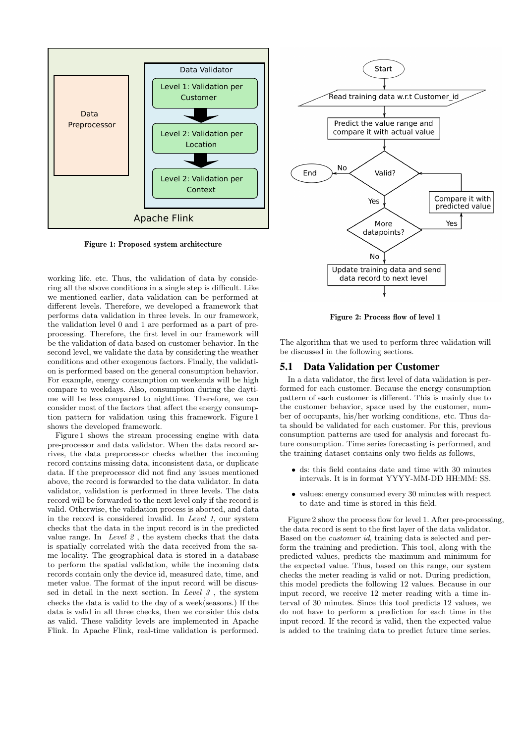Data Validator

Level 1: Validation per Customer

Level 2: Validation per Location

Level 2: Validation per Context

Data Preprocessor

Apache Flink

**Figure 1: Proposed system architecture**

working life, etc. Thus, the validation of data by considering all the above conditions in a single step is difficult. Like we mentioned earlier, data validation can be performed at different levels. Therefore, we developed a framework that performs data validation in three levels. In our framework, the validation level 0 and 1 are performed as a part of preprocessing. Therefore, the first level in our framework will be the validation of data based on customer behavior. In the second level, we validate the data by considering the weather conditions and other exogenous factors. Finally, the validation is performed based on the general consumption behavior. For example, energy consumption on weekends will be high compare to weekdays. Also, consumption during the daytime will be less compared to nighttime. Therefore, we can consider most of the factors that affect the energy consumption pattern for validation using this framework. Figure 1 shows the developed framework.

Figure 1 shows the stream processing engine with data pre-processor and data validator. When the data record arrives, the data preprocessor checks whether the incoming record contains missing data, inconsistent data, or duplicate data. If the preprocessor did not find any issues mentioned above, the record is forwarded to the data validator. In data validator, validation is performed in three levels. The data record will be forwarded to the next level only if the record is valid. Otherwise, the validation process is aborted, and data in the record is considered invalid. In *Level 1*, our system checks that the data in the input record is in the predicted value range. In *Level 2*, the system checks that the data is spatially correlated with the data received from the same locality. The geographical data is stored in a database to perform the spatial validation, while the incoming data records contain only the device id, measured date, time, and meter value. The format of the input record will be discussed in detail in the next section. In *Level 3*, the system checks the data is valid to the day of a week(seasons.) If the data is valid in all three checks, then we consider this data as valid. These validity levels are implemented in Apache Flink. In Apache Flink, real-time validation is performed.

Start

Read training data w.r.t Customer_id

Predict the value range and compare it with actual value

Valid?

No

End

Yes

More datapoints?

Yes

Compare it with predicted value

No

Update training data and send data record to next level

**Figure 2: Process flow of level 1**

The algorithm that we used to perform three validation will be discussed in the following sections.

## 5.1 Data Validation per Customer

In a data validator, the first level of data validation is performed for each customer. Because the energy consumption pattern of each customer is different. This is mainly due to the customer behavior, space used by the customer, number of occupants, his/her working conditions, etc. Thus data should be validated for each customer. For this, previous consumption patterns are used for analysis and forecast future consumption. Time series forecasting is performed, and the training dataset contains only two fields as follows,

- ds: this field contains date and time with 30 minutes intervals. It is in format YYYY-MM-DD HH:MM: SS.
- values: energy consumed every 30 minutes with respect to date and time is stored in this field.

Figure 2 show the process flow for level 1. After pre-processing, the data record is sent to the first layer of the data validator. Based on the *customer id*, training data is selected and perform the training and prediction. This tool, along with the predicted values, predicts the maximum and minimum for the expected value. Thus, based on this range, our system checks the meter reading is valid or not. During prediction, this model predicts the following 12 values. Because in our input record, we receive 12 meter reading with a time interval of 30 minutes. Since this tool predicts 12 values, we do not have to perform a prediction for each time in the input record. If the record is valid, then the expected value is added to the training data to predict future time series.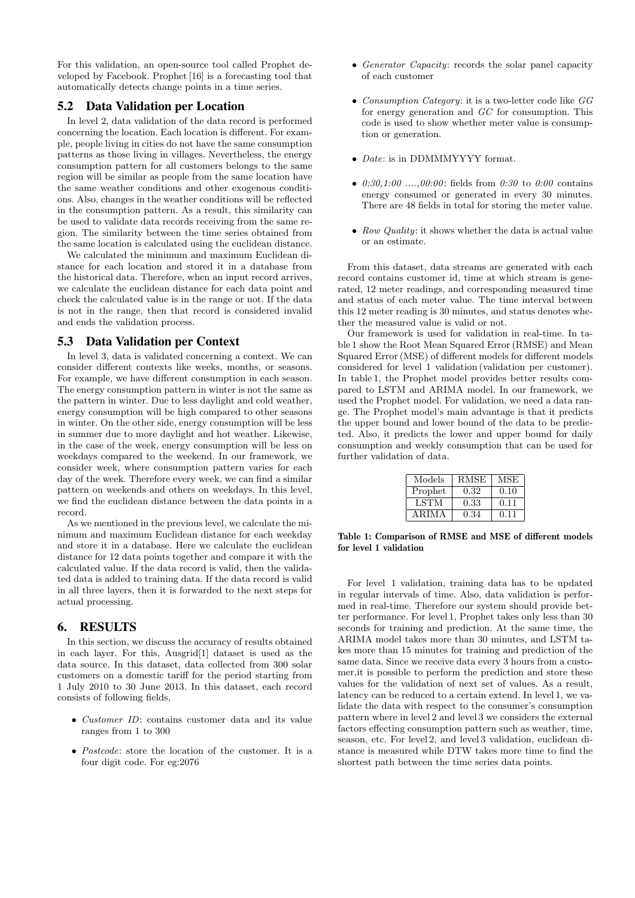For this validation, an open-source tool called Prophet developed by Facebook. Prophet [16] is a forecasting tool that automatically detects change points in a time series.

## 5.2 Data Validation per Location

In level 2, data validation of the data record is performed concerning the location. Each location is different. For example, people living in cities do not have the same consumption patterns as those living in villages. Nevertheless, the energy consumption pattern for all customers belongs to the same region will be similar as people from the same location have the same weather conditions and other exogenous conditions. Also, changes in the weather conditions will be reflected in the consumption pattern. As a result, this similarity can be used to validate data records receiving from the same region. The similarity between the time series obtained from the same location is calculated using the euclidean distance.

We calculated the minimum and maximum Euclidean distance for each location and stored it in a database from the historical data. Therefore, when an input record arrives, we calculate the euclidean distance for each data point and check the calculated value is in the range or not. If the data is not in the range, then that record is considered invalid and ends the validation process.

## 5.3 Data Validation per Context

In level 3, data is validated concerning a context. We can consider different contexts like weeks, months, or seasons. For example, we have different consumption in each season. The energy consumption pattern in winter is not the same as the pattern in winter. Due to less daylight and cold weather, energy consumption will be high compared to other seasons in winter. On the other side, energy consumption will be less in summer due to more daylight and hot weather. Likewise, in the case of the week, energy consumption will be less on weekdays compared to the weekend. In our framework, we consider week, where consumption pattern varies for each day of the week. Therefore every week, we can find a similar pattern on weekends and others on weekdays. In this level, we find the euclidean distance between the data points in a record.

As we mentioned in the previous level, we calculate the minimum and maximum Euclidean distance for each weekday and store it in a database. Here we calculate the euclidean distance for 12 data points together and compare it with the calculated value. If the data record is valid, then the validated data is added to training data. If the data record is valid in all three layers, then it is forwarded to the next steps for actual processing.

# 6. RESULTS

In this section, we discuss the accuracy of results obtained in each layer. For this, Ausgrid[1] dataset is used as the data source. In this dataset, data collected from 300 solar customers on a domestic tariff for the period starting from 1 July 2010 to 30 June 2013. In this dataset, each record consists of following fields,

- *Customer ID*: contains customer data and its value ranges from 1 to 300
- *Postcode*: store the location of the customer. It is a four digit code. For eg:2076
- *Generator Capacity*: records the solar panel capacity of each customer
- *Consumption Category*: it is a two-letter code like *GG* for energy generation and *GC* for consumption. This code is used to show whether meter value is consumption or generation.
- *Date*: is in DDMMMYYYY format.
- *0:30,1:00 ....,00:00*: fields from *0:30* to *0:00* contains energy consumed or generated in every 30 minutes. There are 48 fields in total for storing the meter value.
- *Row Quality*: it shows whether the data is actual value or an estimate.

From this dataset, data streams are generated with each record contains customer id, time at which stream is generated, 12 meter readings, and corresponding measured time and status of each meter value. The time interval between this 12 meter reading is 30 minutes, and status denotes whether the measured value is valid or not.

Our framework is used for validation in real-time. In table 1 show the Root Mean Squared Error (RMSE) and Mean Squared Error (MSE) of different models for different models considered for level 1 validation (validation per customer). In table 1, the Prophet model provides better results compared to LSTM and ARIMA model. In our framework, we used the Prophet model. For validation, we need a data range. The Prophet model's main advantage is that it predicts the upper bound and lower bound of the data to be predicted. Also, it predicts the lower and upper bound for daily consumption and weekly consumption that can be used for further validation of data.

| Models | RMSE | MSE |
|---|---|---|
| Prophet | 0.32 | 0.10 |
| LSTM | 0.33 | 0.11 |
| ARIMA | 0.34 | 0.11 |

**Table 1: Comparison of RMSE and MSE of different models for level 1 validation**

For level 1 validation, training data has to be updated in regular intervals of time. Also, data validation is performed in real-time. Therefore our system should provide better performance. For level 1, Prophet takes only less than 30 seconds for training and prediction. At the same time, the ARIMA model takes more than 30 minutes, and LSTM takes more than 15 minutes for training and prediction of the same data. Since we receive data every 3 hours from a customer,it is possible to perform the prediction and store these values for the validation of next set of values. As a result, latency can be reduced to a certain extend. In level 1, we validate the data with respect to the customer's consumption pattern where in level 2 and level 3 we considers the external factors effecting consumption pattern such as weather, time, season, etc. For level 2, and level 3 validation, euclidean distance is measured while DTW takes more time to find the shortest path between the time series data points.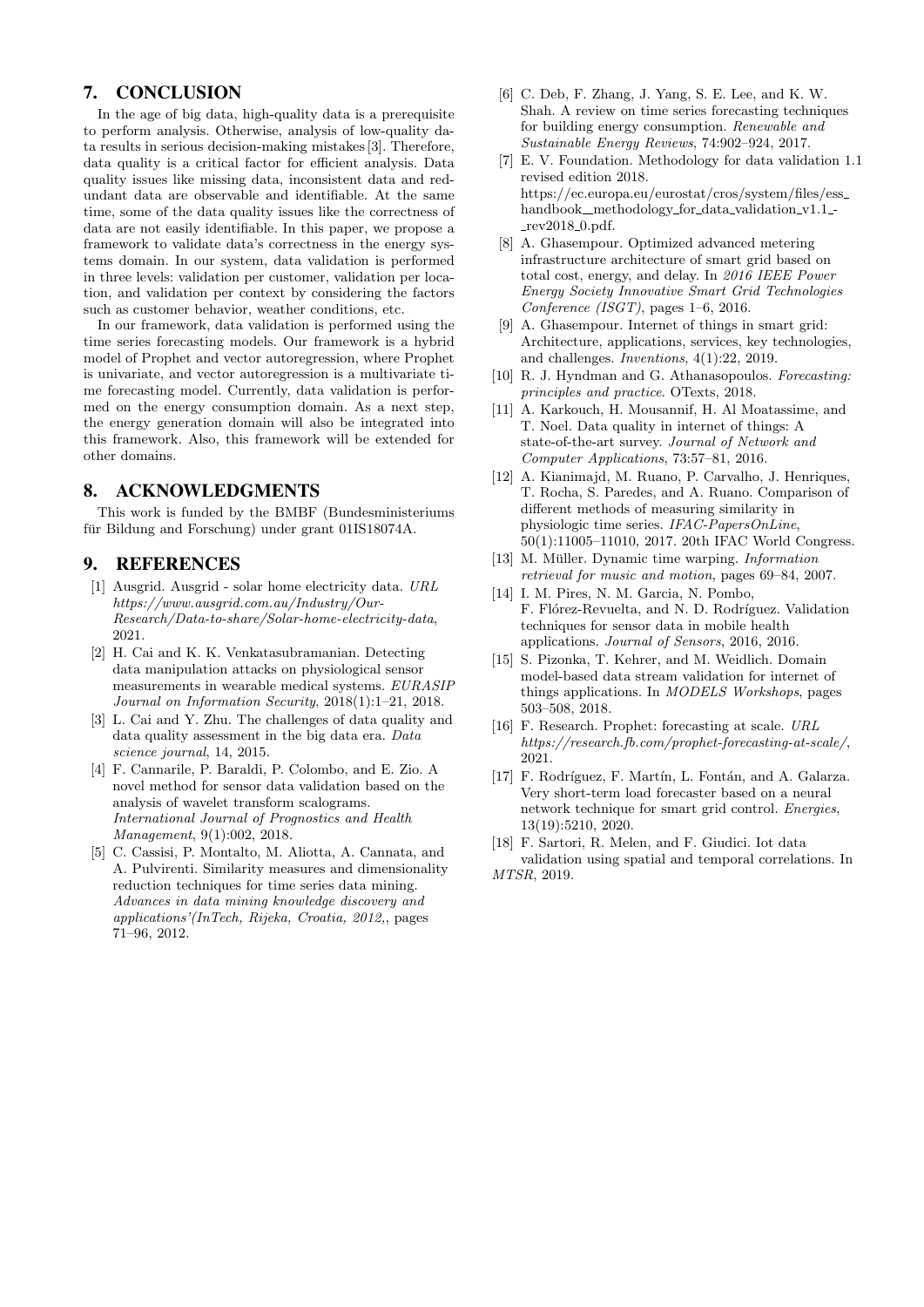## 7. CONCLUSION

In the age of big data, high-quality data is a prerequisite to perform analysis. Otherwise, analysis of low-quality data results in serious decision-making mistakes [3]. Therefore, data quality is a critical factor for efficient analysis. Data quality issues like missing data, inconsistent data and redundant data are observable and identifiable. At the same time, some of the data quality issues like the correctness of data are not easily identifiable. In this paper, we propose a framework to validate data's correctness in the energy systems domain. In our system, data validation is performed in three levels: validation per customer, validation per location, and validation per context by considering the factors such as customer behavior, weather conditions, etc.

In our framework, data validation is performed using the time series forecasting models. Our framework is a hybrid model of Prophet and vector autoregression, where Prophet is univariate, and vector autoregression is a multivariate time forecasting model. Currently, data validation is performed on the energy consumption domain. As a next step, the energy generation domain will also be integrated into this framework. Also, this framework will be extended for other domains.

## 8. ACKNOWLEDGMENTS

This work is funded by the BMBF (Bundesministeriums für Bildung and Forschung) under grant 01IS18074A.

## 9. REFERENCES

[1] Ausgrid. Ausgrid - solar home electricity data. *URL https://www.ausgrid.com.au/Industry/Our-Research/Data-to-share/Solar-home-electricity-data*, 2021.

[2] H. Cai and K. K. Venkatasubramanian. Detecting data manipulation attacks on physiological sensor measurements in wearable medical systems. *EURASIP Journal on Information Security*, 2018(1):1–21, 2018.

[3] L. Cai and Y. Zhu. The challenges of data quality and data quality assessment in the big data era. *Data science journal*, 14, 2015.

[4] F. Cannarile, P. Baraldi, P. Colombo, and E. Zio. A novel method for sensor data validation based on the analysis of wavelet transform scalograms. *International Journal of Prognostics and Health Management*, 9(1):002, 2018.

[5] C. Cassisi, P. Montalto, M. Aliotta, A. Cannata, and A. Pulvirenti. Similarity measures and dimensionality reduction techniques for time series data mining. *Advances in data mining knowledge discovery and applications'(InTech, Rijeka, Croatia, 2012,*, pages 71–96, 2012.

[6] C. Deb, F. Zhang, J. Yang, S. E. Lee, and K. W. Shah. A review on time series forecasting techniques for building energy consumption. *Renewable and Sustainable Energy Reviews*, 74:902–924, 2017.

[7] E. V. Foundation. Methodology for data validation 1.1 revised edition 2018. https://ec.europa.eu/eurostat/cros/system/files/ess_handbook__methodology_for_data_validation_v1.1_-_rev2018_0.pdf.

[8] A. Ghasempour. Optimized advanced metering infrastructure architecture of smart grid based on total cost, energy, and delay. In *2016 IEEE Power Energy Society Innovative Smart Grid Technologies Conference (ISGT)*, pages 1–6, 2016.

[9] A. Ghasempour. Internet of things in smart grid: Architecture, applications, services, key technologies, and challenges. *Inventions*, 4(1):22, 2019.

[10] R. J. Hyndman and G. Athanasopoulos. *Forecasting: principles and practice*. OTexts, 2018.

[11] A. Karkouch, H. Mousannif, H. Al Moatassime, and T. Noel. Data quality in internet of things: A state-of-the-art survey. *Journal of Network and Computer Applications*, 73:57–81, 2016.

[12] A. Kianimajd, M. Ruano, P. Carvalho, J. Henriques, T. Rocha, S. Paredes, and A. Ruano. Comparison of different methods of measuring similarity in physiologic time series. *IFAC-PapersOnLine*, 50(1):11005–11010, 2017. 20th IFAC World Congress.

[13] M. Müller. Dynamic time warping. *Information retrieval for music and motion*, pages 69–84, 2007.

[14] I. M. Pires, N. M. Garcia, N. Pombo, F. Flórez-Revuelta, and N. D. Rodríguez. Validation techniques for sensor data in mobile health applications. *Journal of Sensors*, 2016, 2016.

[15] S. Pizonka, T. Kehrer, and M. Weidlich. Domain model-based data stream validation for internet of things applications. In *MODELS Workshops*, pages 503–508, 2018.

[16] F. Research. Prophet: forecasting at scale. *URL https://research.fb.com/prophet-forecasting-at-scale/*, 2021.

[17] F. Rodríguez, F. Martín, L. Fontán, and A. Galarza. Very short-term load forecaster based on a neural network technique for smart grid control. *Energies*, 13(19):5210, 2020.

[18] F. Sartori, R. Melen, and F. Giudici. Iot data validation using spatial and temporal correlations. In *MTSR*, 2019.